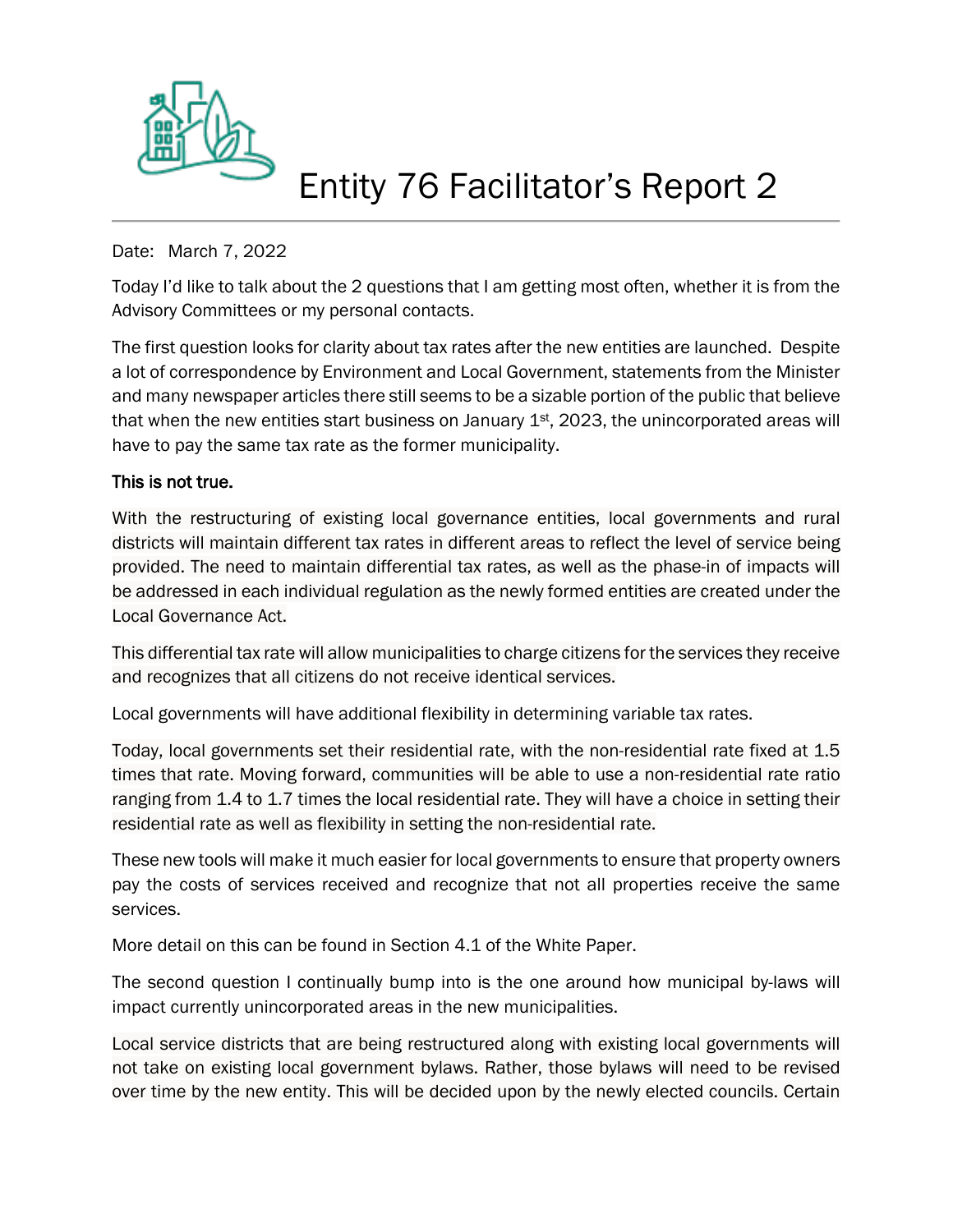# Entity 76 Facilitator's Report 2

Date: March 7, 2022

Today I'd like to talk about the 2 questions that I am getting most often, whether it is from the Advisory Committees or my personal contacts.

The first question looks for clarity about tax rates after the new entities are launched. Despite a lot of correspondence by Environment and Local Government, statements from the Minister and many newspaper articles there still seems to be a sizable portion of the public that believe that when the new entities start business on January 1st, 2023, the unincorporated areas will have to pay the same tax rate as the former municipality.

**This is not true.**

With the restructuring of existing local governance entities, local governments and rural districts will maintain different tax rates in different areas to reflect the level of service being provided. The need to maintain differential tax rates, as well as the phase-in of impacts will be addressed in each individual regulation as the newly formed entities are created under the Local Governance Act.

This differential tax rate will allow municipalities to charge citizens for the services they receive and recognizes that all citizens do not receive identical services.

Local governments will have additional flexibility in determining variable tax rates.

Today, local governments set their residential rate, with the non-residential rate fixed at 1.5 times that rate. Moving forward, communities will be able to use a non-residential rate ratio ranging from 1.4 to 1.7 times the local residential rate. They will have a choice in setting their residential rate as well as flexibility in setting the non-residential rate.

These new tools will make it much easier for local governments to ensure that property owners pay the costs of services received and recognize that not all properties receive the same services.

More detail on this can be found in Section 4.1 of the White Paper.

The second question I continually bump into is the one around how municipal by-laws will impact currently unincorporated areas in the new municipalities.

Local service districts that are being restructured along with existing local governments will not take on existing local government bylaws. Rather, those bylaws will need to be revised over time by the new entity. This will be decided upon by the newly elected councils. Certain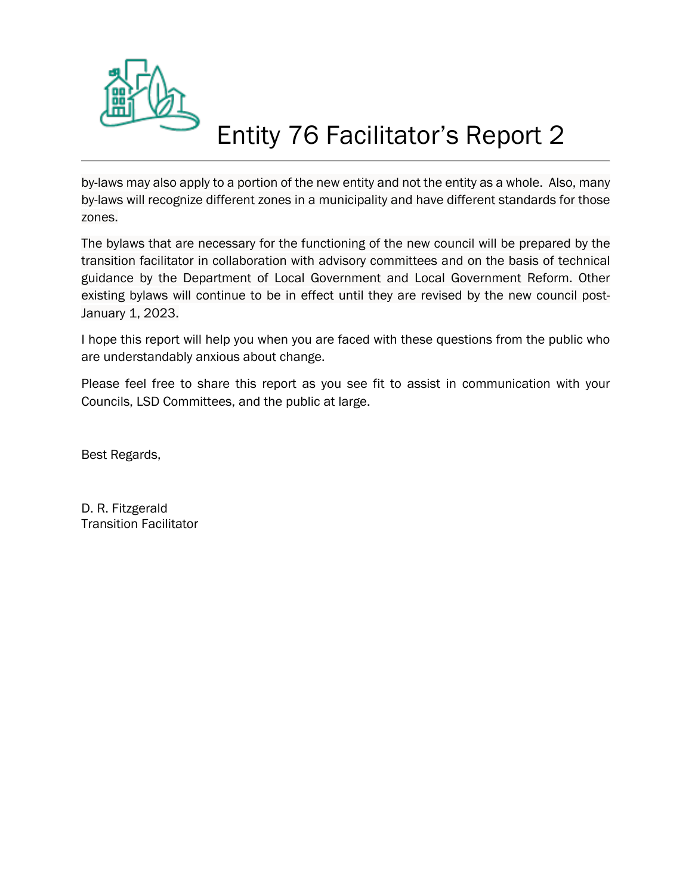by-laws may also apply to a portion of the new entity and not the entity as a whole. Also, many by-laws will recognize different zones in a municipality and have different standards for those zones.

The bylaws that are necessary for the functioning of the new council will be prepared by the transition facilitator in collaboration with advisory committees and on the basis of technical guidance by the Department of Local Government and Local Government Reform. Other existing bylaws will continue to be in effect until they are revised by the new council post-January 1, 2023.

I hope this report will help you when you are faced with these questions from the public who are understandably anxious about change.

Please feel free to share this report as you see fit to assist in communication with your Councils, LSD Committees, and the public at large.

Best Regards,

D. R. Fitzgerald
Transition Facilitator